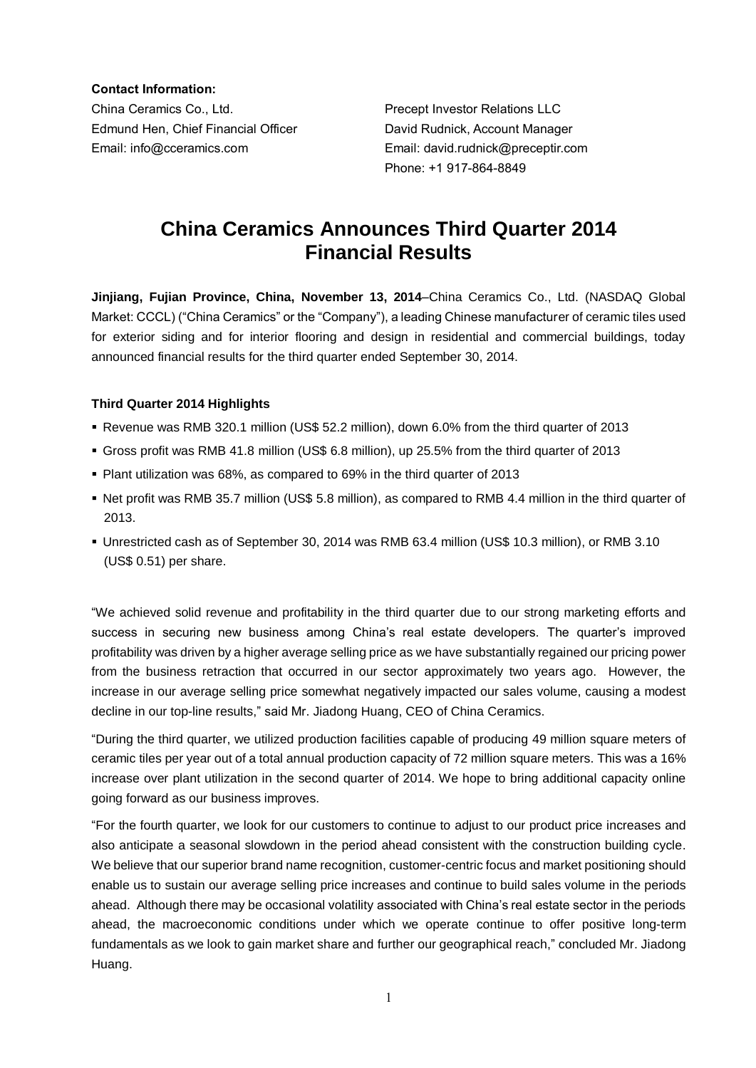**Contact Information:**

China Ceramics Co., Ltd.
Edmund Hen, Chief Financial Officer
Email: info@cceramics.com

Precept Investor Relations LLC
David Rudnick, Account Manager
Email: david.rudnick@preceptir.com
Phone: +1 917-864-8849

# China Ceramics Announces Third Quarter 2014 Financial Results

**Jinjiang, Fujian Province, China, November 13, 2014**–China Ceramics Co., Ltd. (NASDAQ Global Market: CCCL) ("China Ceramics" or the "Company"), a leading Chinese manufacturer of ceramic tiles used for exterior siding and for interior flooring and design in residential and commercial buildings, today announced financial results for the third quarter ended September 30, 2014.

**Third Quarter 2014 Highlights**

- Revenue was RMB 320.1 million (US$ 52.2 million), down 6.0% from the third quarter of 2013
- Gross profit was RMB 41.8 million (US$ 6.8 million), up 25.5% from the third quarter of 2013
- Plant utilization was 68%, as compared to 69% in the third quarter of 2013
- Net profit was RMB 35.7 million (US$ 5.8 million), as compared to RMB 4.4 million in the third quarter of 2013.
- Unrestricted cash as of September 30, 2014 was RMB 63.4 million (US$ 10.3 million), or RMB 3.10 (US$ 0.51) per share.

"We achieved solid revenue and profitability in the third quarter due to our strong marketing efforts and success in securing new business among China's real estate developers. The quarter's improved profitability was driven by a higher average selling price as we have substantially regained our pricing power from the business retraction that occurred in our sector approximately two years ago. However, the increase in our average selling price somewhat negatively impacted our sales volume, causing a modest decline in our top-line results," said Mr. Jiadong Huang, CEO of China Ceramics.

"During the third quarter, we utilized production facilities capable of producing 49 million square meters of ceramic tiles per year out of a total annual production capacity of 72 million square meters. This was a 16% increase over plant utilization in the second quarter of 2014. We hope to bring additional capacity online going forward as our business improves.

"For the fourth quarter, we look for our customers to continue to adjust to our product price increases and also anticipate a seasonal slowdown in the period ahead consistent with the construction building cycle. We believe that our superior brand name recognition, customer-centric focus and market positioning should enable us to sustain our average selling price increases and continue to build sales volume in the periods ahead. Although there may be occasional volatility associated with China's real estate sector in the periods ahead, the macroeconomic conditions under which we operate continue to offer positive long-term fundamentals as we look to gain market share and further our geographical reach," concluded Mr. Jiadong Huang.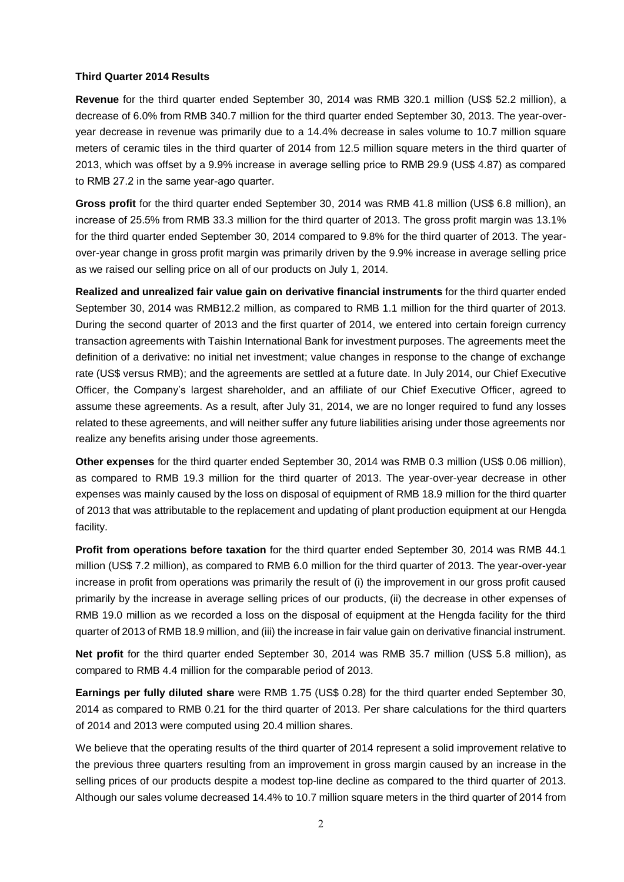**Third Quarter 2014 Results**

**Revenue** for the third quarter ended September 30, 2014 was RMB 320.1 million (US$ 52.2 million), a decrease of 6.0% from RMB 340.7 million for the third quarter ended September 30, 2013. The year-over-year decrease in revenue was primarily due to a 14.4% decrease in sales volume to 10.7 million square meters of ceramic tiles in the third quarter of 2014 from 12.5 million square meters in the third quarter of 2013, which was offset by a 9.9% increase in average selling price to RMB 29.9 (US$ 4.87) as compared to RMB 27.2 in the same year-ago quarter.

**Gross profit** for the third quarter ended September 30, 2014 was RMB 41.8 million (US$ 6.8 million), an increase of 25.5% from RMB 33.3 million for the third quarter of 2013. The gross profit margin was 13.1% for the third quarter ended September 30, 2014 compared to 9.8% for the third quarter of 2013. The year-over-year change in gross profit margin was primarily driven by the 9.9% increase in average selling price as we raised our selling price on all of our products on July 1, 2014.

**Realized and unrealized fair value gain on derivative financial instruments** for the third quarter ended September 30, 2014 was RMB12.2 million, as compared to RMB 1.1 million for the third quarter of 2013. During the second quarter of 2013 and the first quarter of 2014, we entered into certain foreign currency transaction agreements with Taishin International Bank for investment purposes. The agreements meet the definition of a derivative: no initial net investment; value changes in response to the change of exchange rate (US$ versus RMB); and the agreements are settled at a future date. In July 2014, our Chief Executive Officer, the Company's largest shareholder, and an affiliate of our Chief Executive Officer, agreed to assume these agreements. As a result, after July 31, 2014, we are no longer required to fund any losses related to these agreements, and will neither suffer any future liabilities arising under those agreements nor realize any benefits arising under those agreements.

**Other expenses** for the third quarter ended September 30, 2014 was RMB 0.3 million (US$ 0.06 million), as compared to RMB 19.3 million for the third quarter of 2013. The year-over-year decrease in other expenses was mainly caused by the loss on disposal of equipment of RMB 18.9 million for the third quarter of 2013 that was attributable to the replacement and updating of plant production equipment at our Hengda facility.

**Profit from operations before taxation** for the third quarter ended September 30, 2014 was RMB 44.1 million (US$ 7.2 million), as compared to RMB 6.0 million for the third quarter of 2013. The year-over-year increase in profit from operations was primarily the result of (i) the improvement in our gross profit caused primarily by the increase in average selling prices of our products, (ii) the decrease in other expenses of RMB 19.0 million as we recorded a loss on the disposal of equipment at the Hengda facility for the third quarter of 2013 of RMB 18.9 million, and (iii) the increase in fair value gain on derivative financial instrument.

**Net profit** for the third quarter ended September 30, 2014 was RMB 35.7 million (US$ 5.8 million), as compared to RMB 4.4 million for the comparable period of 2013.

**Earnings per fully diluted share** were RMB 1.75 (US$ 0.28) for the third quarter ended September 30, 2014 as compared to RMB 0.21 for the third quarter of 2013. Per share calculations for the third quarters of 2014 and 2013 were computed using 20.4 million shares.

We believe that the operating results of the third quarter of 2014 represent a solid improvement relative to the previous three quarters resulting from an improvement in gross margin caused by an increase in the selling prices of our products despite a modest top-line decline as compared to the third quarter of 2013. Although our sales volume decreased 14.4% to 10.7 million square meters in the third quarter of 2014 from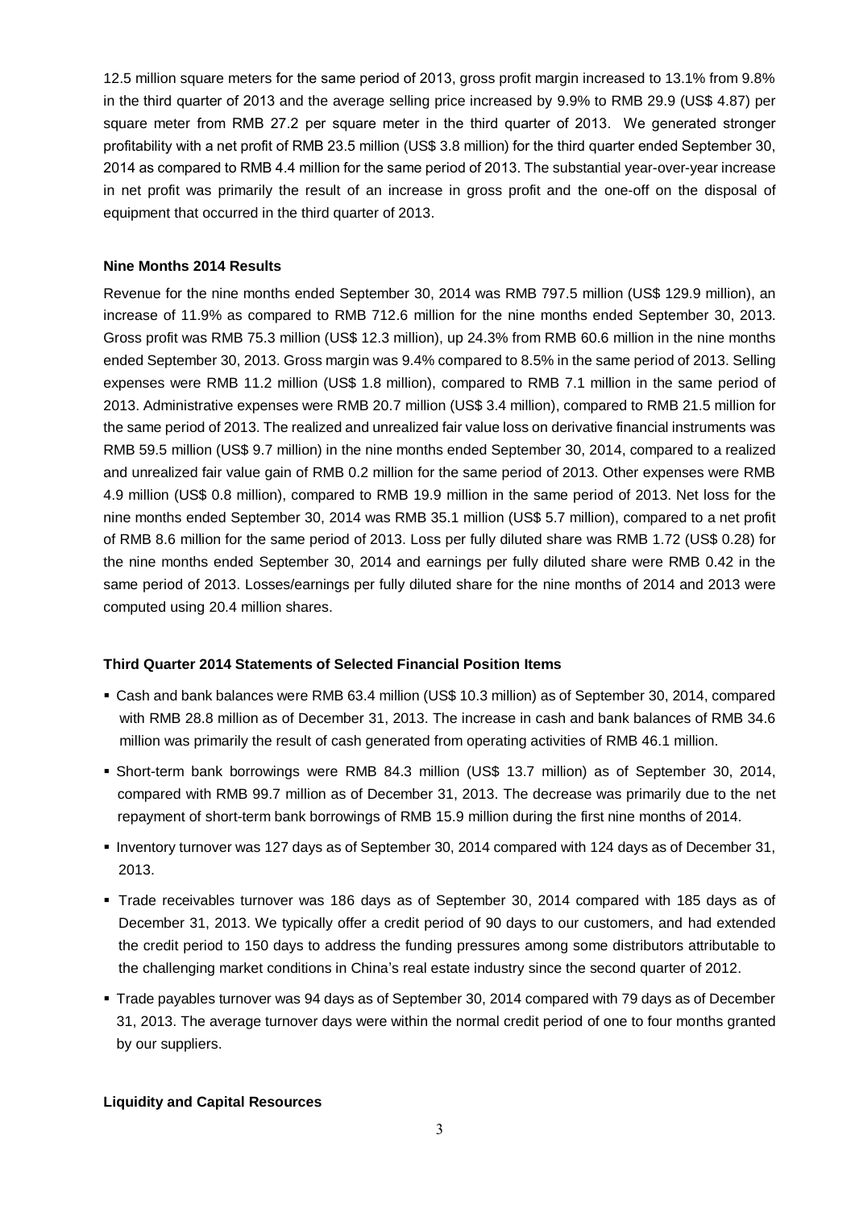12.5 million square meters for the same period of 2013, gross profit margin increased to 13.1% from 9.8% in the third quarter of 2013 and the average selling price increased by 9.9% to RMB 29.9 (US$ 4.87) per square meter from RMB 27.2 per square meter in the third quarter of 2013. We generated stronger profitability with a net profit of RMB 23.5 million (US$ 3.8 million) for the third quarter ended September 30, 2014 as compared to RMB 4.4 million for the same period of 2013. The substantial year-over-year increase in net profit was primarily the result of an increase in gross profit and the one-off on the disposal of equipment that occurred in the third quarter of 2013.

**Nine Months 2014 Results**

Revenue for the nine months ended September 30, 2014 was RMB 797.5 million (US$ 129.9 million), an increase of 11.9% as compared to RMB 712.6 million for the nine months ended September 30, 2013. Gross profit was RMB 75.3 million (US$ 12.3 million), up 24.3% from RMB 60.6 million in the nine months ended September 30, 2013. Gross margin was 9.4% compared to 8.5% in the same period of 2013. Selling expenses were RMB 11.2 million (US$ 1.8 million), compared to RMB 7.1 million in the same period of 2013. Administrative expenses were RMB 20.7 million (US$ 3.4 million), compared to RMB 21.5 million for the same period of 2013. The realized and unrealized fair value loss on derivative financial instruments was RMB 59.5 million (US$ 9.7 million) in the nine months ended September 30, 2014, compared to a realized and unrealized fair value gain of RMB 0.2 million for the same period of 2013. Other expenses were RMB 4.9 million (US$ 0.8 million), compared to RMB 19.9 million in the same period of 2013. Net loss for the nine months ended September 30, 2014 was RMB 35.1 million (US$ 5.7 million), compared to a net profit of RMB 8.6 million for the same period of 2013. Loss per fully diluted share was RMB 1.72 (US$ 0.28) for the nine months ended September 30, 2014 and earnings per fully diluted share were RMB 0.42 in the same period of 2013. Losses/earnings per fully diluted share for the nine months of 2014 and 2013 were computed using 20.4 million shares.

**Third Quarter 2014 Statements of Selected Financial Position Items**

- Cash and bank balances were RMB 63.4 million (US$ 10.3 million) as of September 30, 2014, compared with RMB 28.8 million as of December 31, 2013. The increase in cash and bank balances of RMB 34.6 million was primarily the result of cash generated from operating activities of RMB 46.1 million.
- Short-term bank borrowings were RMB 84.3 million (US$ 13.7 million) as of September 30, 2014, compared with RMB 99.7 million as of December 31, 2013. The decrease was primarily due to the net repayment of short-term bank borrowings of RMB 15.9 million during the first nine months of 2014.
- Inventory turnover was 127 days as of September 30, 2014 compared with 124 days as of December 31, 2013.
- Trade receivables turnover was 186 days as of September 30, 2014 compared with 185 days as of December 31, 2013. We typically offer a credit period of 90 days to our customers, and had extended the credit period to 150 days to address the funding pressures among some distributors attributable to the challenging market conditions in China's real estate industry since the second quarter of 2012.
- Trade payables turnover was 94 days as of September 30, 2014 compared with 79 days as of December 31, 2013. The average turnover days were within the normal credit period of one to four months granted by our suppliers.

**Liquidity and Capital Resources**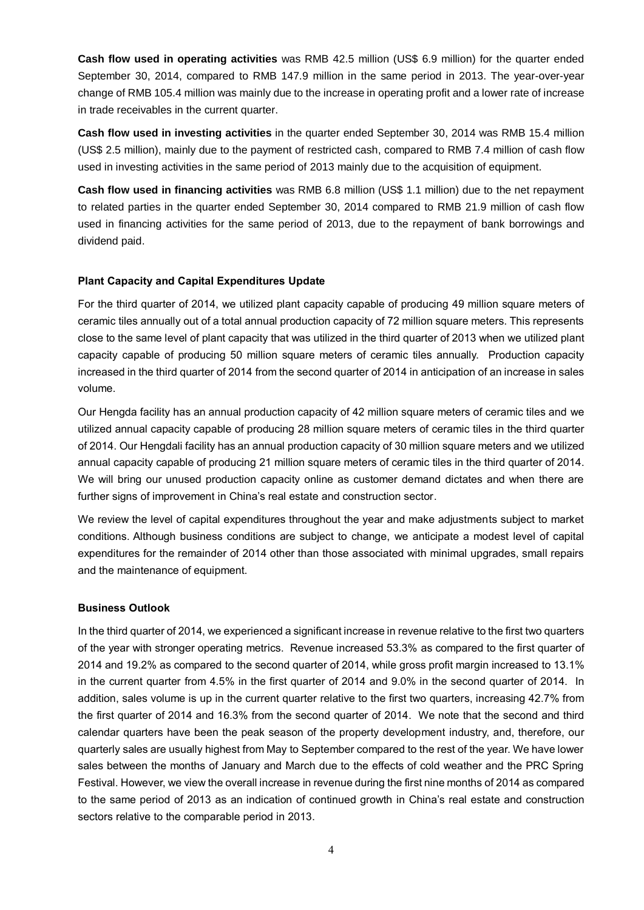**Cash flow used in operating activities** was RMB 42.5 million (US$ 6.9 million) for the quarter ended September 30, 2014, compared to RMB 147.9 million in the same period in 2013. The year-over-year change of RMB 105.4 million was mainly due to the increase in operating profit and a lower rate of increase in trade receivables in the current quarter.

**Cash flow used in investing activities** in the quarter ended September 30, 2014 was RMB 15.4 million (US$ 2.5 million), mainly due to the payment of restricted cash, compared to RMB 7.4 million of cash flow used in investing activities in the same period of 2013 mainly due to the acquisition of equipment.

**Cash flow used in financing activities** was RMB 6.8 million (US$ 1.1 million) due to the net repayment to related parties in the quarter ended September 30, 2014 compared to RMB 21.9 million of cash flow used in financing activities for the same period of 2013, due to the repayment of bank borrowings and dividend paid.

### Plant Capacity and Capital Expenditures Update

For the third quarter of 2014, we utilized plant capacity capable of producing 49 million square meters of ceramic tiles annually out of a total annual production capacity of 72 million square meters. This represents close to the same level of plant capacity that was utilized in the third quarter of 2013 when we utilized plant capacity capable of producing 50 million square meters of ceramic tiles annually. Production capacity increased in the third quarter of 2014 from the second quarter of 2014 in anticipation of an increase in sales volume.

Our Hengda facility has an annual production capacity of 42 million square meters of ceramic tiles and we utilized annual capacity capable of producing 28 million square meters of ceramic tiles in the third quarter of 2014. Our Hengdali facility has an annual production capacity of 30 million square meters and we utilized annual capacity capable of producing 21 million square meters of ceramic tiles in the third quarter of 2014. We will bring our unused production capacity online as customer demand dictates and when there are further signs of improvement in China's real estate and construction sector.

We review the level of capital expenditures throughout the year and make adjustments subject to market conditions. Although business conditions are subject to change, we anticipate a modest level of capital expenditures for the remainder of 2014 other than those associated with minimal upgrades, small repairs and the maintenance of equipment.

### Business Outlook

In the third quarter of 2014, we experienced a significant increase in revenue relative to the first two quarters of the year with stronger operating metrics. Revenue increased 53.3% as compared to the first quarter of 2014 and 19.2% as compared to the second quarter of 2014, while gross profit margin increased to 13.1% in the current quarter from 4.5% in the first quarter of 2014 and 9.0% in the second quarter of 2014. In addition, sales volume is up in the current quarter relative to the first two quarters, increasing 42.7% from the first quarter of 2014 and 16.3% from the second quarter of 2014. We note that the second and third calendar quarters have been the peak season of the property development industry, and, therefore, our quarterly sales are usually highest from May to September compared to the rest of the year. We have lower sales between the months of January and March due to the effects of cold weather and the PRC Spring Festival. However, we view the overall increase in revenue during the first nine months of 2014 as compared to the same period of 2013 as an indication of continued growth in China's real estate and construction sectors relative to the comparable period in 2013.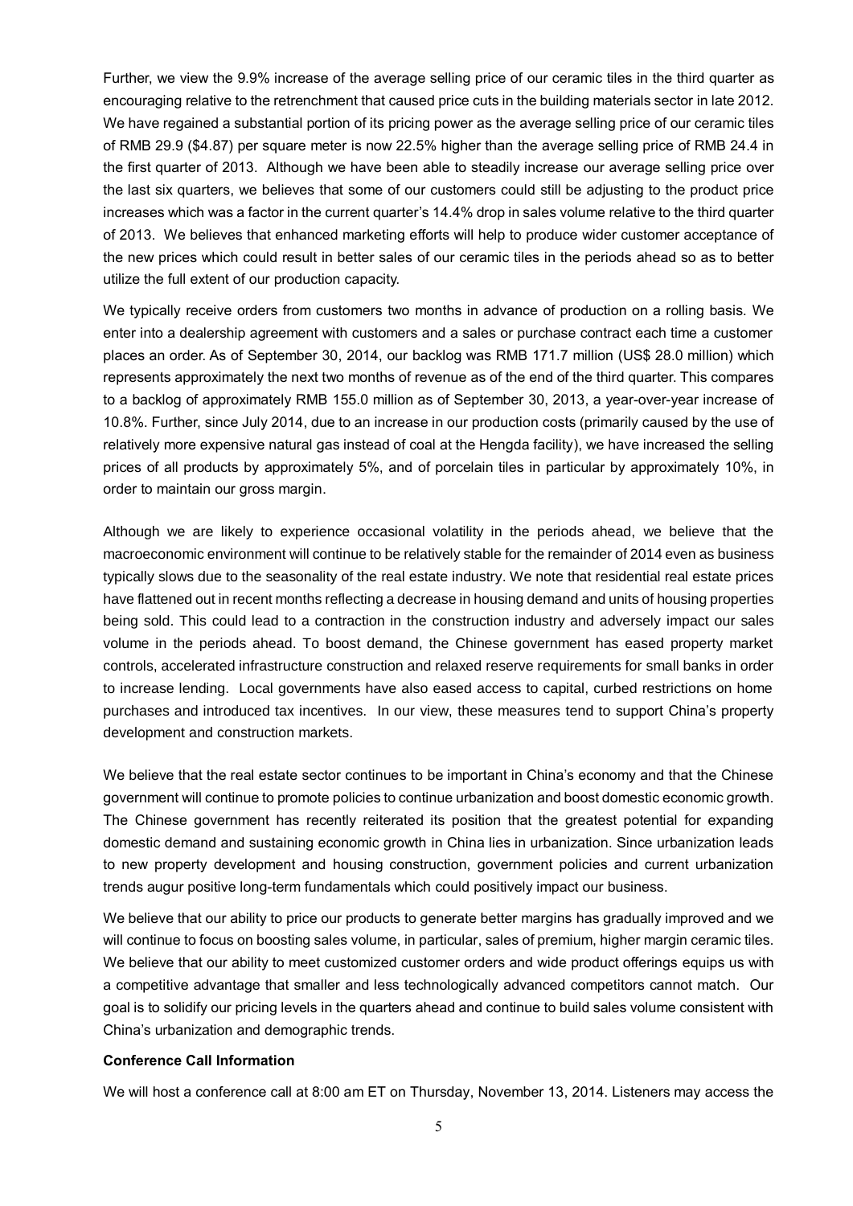Further, we view the 9.9% increase of the average selling price of our ceramic tiles in the third quarter as encouraging relative to the retrenchment that caused price cuts in the building materials sector in late 2012. We have regained a substantial portion of its pricing power as the average selling price of our ceramic tiles of RMB 29.9 ($4.87) per square meter is now 22.5% higher than the average selling price of RMB 24.4 in the first quarter of 2013. Although we have been able to steadily increase our average selling price over the last six quarters, we believes that some of our customers could still be adjusting to the product price increases which was a factor in the current quarter's 14.4% drop in sales volume relative to the third quarter of 2013. We believes that enhanced marketing efforts will help to produce wider customer acceptance of the new prices which could result in better sales of our ceramic tiles in the periods ahead so as to better utilize the full extent of our production capacity.

We typically receive orders from customers two months in advance of production on a rolling basis. We enter into a dealership agreement with customers and a sales or purchase contract each time a customer places an order. As of September 30, 2014, our backlog was RMB 171.7 million (US$ 28.0 million) which represents approximately the next two months of revenue as of the end of the third quarter. This compares to a backlog of approximately RMB 155.0 million as of September 30, 2013, a year-over-year increase of 10.8%. Further, since July 2014, due to an increase in our production costs (primarily caused by the use of relatively more expensive natural gas instead of coal at the Hengda facility), we have increased the selling prices of all products by approximately 5%, and of porcelain tiles in particular by approximately 10%, in order to maintain our gross margin.

Although we are likely to experience occasional volatility in the periods ahead, we believe that the macroeconomic environment will continue to be relatively stable for the remainder of 2014 even as business typically slows due to the seasonality of the real estate industry. We note that residential real estate prices have flattened out in recent months reflecting a decrease in housing demand and units of housing properties being sold. This could lead to a contraction in the construction industry and adversely impact our sales volume in the periods ahead. To boost demand, the Chinese government has eased property market controls, accelerated infrastructure construction and relaxed reserve requirements for small banks in order to increase lending. Local governments have also eased access to capital, curbed restrictions on home purchases and introduced tax incentives. In our view, these measures tend to support China's property development and construction markets.

We believe that the real estate sector continues to be important in China's economy and that the Chinese government will continue to promote policies to continue urbanization and boost domestic economic growth. The Chinese government has recently reiterated its position that the greatest potential for expanding domestic demand and sustaining economic growth in China lies in urbanization. Since urbanization leads to new property development and housing construction, government policies and current urbanization trends augur positive long-term fundamentals which could positively impact our business.

We believe that our ability to price our products to generate better margins has gradually improved and we will continue to focus on boosting sales volume, in particular, sales of premium, higher margin ceramic tiles. We believe that our ability to meet customized customer orders and wide product offerings equips us with a competitive advantage that smaller and less technologically advanced competitors cannot match. Our goal is to solidify our pricing levels in the quarters ahead and continue to build sales volume consistent with China's urbanization and demographic trends.

**Conference Call Information**

We will host a conference call at 8:00 am ET on Thursday, November 13, 2014. Listeners may access the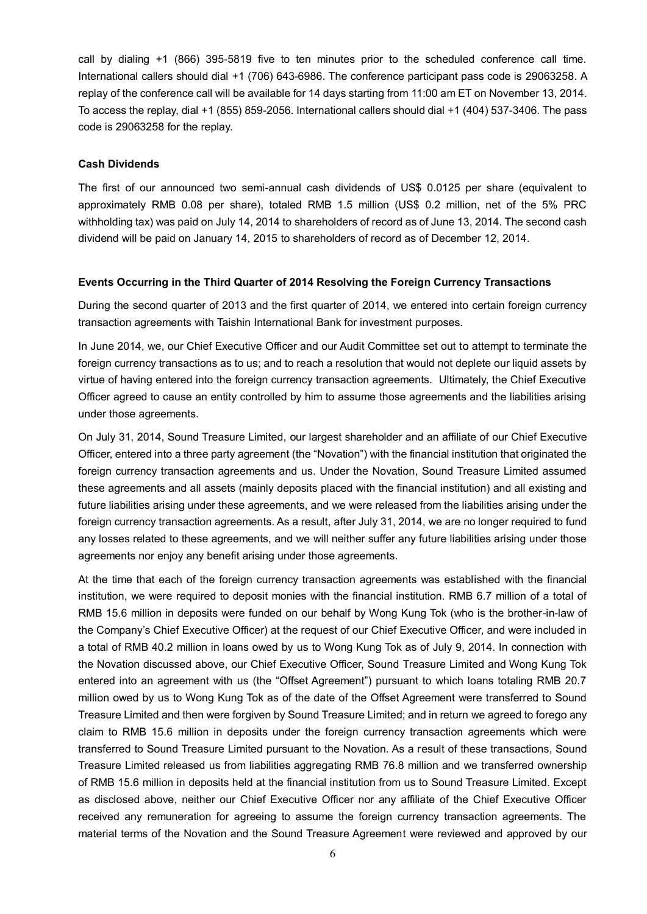call by dialing +1 (866) 395-5819 five to ten minutes prior to the scheduled conference call time. International callers should dial +1 (706) 643-6986. The conference participant pass code is 29063258. A replay of the conference call will be available for 14 days starting from 11:00 am ET on November 13, 2014. To access the replay, dial +1 (855) 859-2056. International callers should dial +1 (404) 537-3406. The pass code is 29063258 for the replay.

**Cash Dividends**

The first of our announced two semi-annual cash dividends of US$ 0.0125 per share (equivalent to approximately RMB 0.08 per share), totaled RMB 1.5 million (US$ 0.2 million, net of the 5% PRC withholding tax) was paid on July 14, 2014 to shareholders of record as of June 13, 2014. The second cash dividend will be paid on January 14, 2015 to shareholders of record as of December 12, 2014.

**Events Occurring in the Third Quarter of 2014 Resolving the Foreign Currency Transactions**

During the second quarter of 2013 and the first quarter of 2014, we entered into certain foreign currency transaction agreements with Taishin International Bank for investment purposes.

In June 2014, we, our Chief Executive Officer and our Audit Committee set out to attempt to terminate the foreign currency transactions as to us; and to reach a resolution that would not deplete our liquid assets by virtue of having entered into the foreign currency transaction agreements. Ultimately, the Chief Executive Officer agreed to cause an entity controlled by him to assume those agreements and the liabilities arising under those agreements.

On July 31, 2014, Sound Treasure Limited, our largest shareholder and an affiliate of our Chief Executive Officer, entered into a three party agreement (the "Novation") with the financial institution that originated the foreign currency transaction agreements and us. Under the Novation, Sound Treasure Limited assumed these agreements and all assets (mainly deposits placed with the financial institution) and all existing and future liabilities arising under these agreements, and we were released from the liabilities arising under the foreign currency transaction agreements. As a result, after July 31, 2014, we are no longer required to fund any losses related to these agreements, and we will neither suffer any future liabilities arising under those agreements nor enjoy any benefit arising under those agreements.

At the time that each of the foreign currency transaction agreements was established with the financial institution, we were required to deposit monies with the financial institution. RMB 6.7 million of a total of RMB 15.6 million in deposits were funded on our behalf by Wong Kung Tok (who is the brother-in-law of the Company's Chief Executive Officer) at the request of our Chief Executive Officer, and were included in a total of RMB 40.2 million in loans owed by us to Wong Kung Tok as of July 9, 2014. In connection with the Novation discussed above, our Chief Executive Officer, Sound Treasure Limited and Wong Kung Tok entered into an agreement with us (the "Offset Agreement") pursuant to which loans totaling RMB 20.7 million owed by us to Wong Kung Tok as of the date of the Offset Agreement were transferred to Sound Treasure Limited and then were forgiven by Sound Treasure Limited; and in return we agreed to forego any claim to RMB 15.6 million in deposits under the foreign currency transaction agreements which were transferred to Sound Treasure Limited pursuant to the Novation. As a result of these transactions, Sound Treasure Limited released us from liabilities aggregating RMB 76.8 million and we transferred ownership of RMB 15.6 million in deposits held at the financial institution from us to Sound Treasure Limited. Except as disclosed above, neither our Chief Executive Officer nor any affiliate of the Chief Executive Officer received any remuneration for agreeing to assume the foreign currency transaction agreements. The material terms of the Novation and the Sound Treasure Agreement were reviewed and approved by our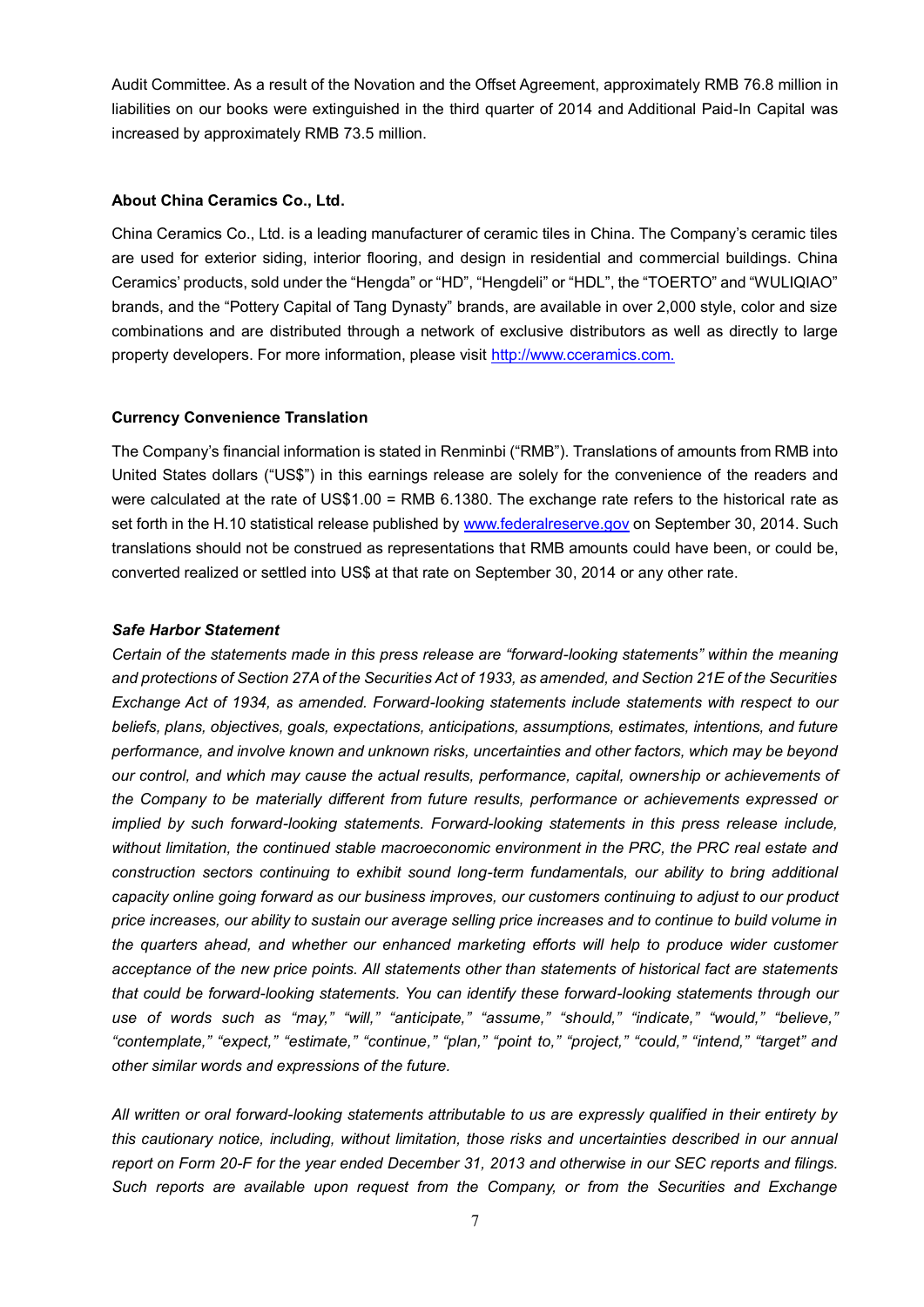Audit Committee. As a result of the Novation and the Offset Agreement, approximately RMB 76.8 million in liabilities on our books were extinguished in the third quarter of 2014 and Additional Paid-In Capital was increased by approximately RMB 73.5 million.

**About China Ceramics Co., Ltd.**

China Ceramics Co., Ltd. is a leading manufacturer of ceramic tiles in China. The Company's ceramic tiles are used for exterior siding, interior flooring, and design in residential and commercial buildings. China Ceramics' products, sold under the "Hengda" or "HD", "Hengdeli" or "HDL", the "TOERTO" and "WULIQIAO" brands, and the "Pottery Capital of Tang Dynasty" brands, are available in over 2,000 style, color and size combinations and are distributed through a network of exclusive distributors as well as directly to large property developers. For more information, please visit [http://www.cceramics.com.](http://www.cceramics.com)

**Currency Convenience Translation**

The Company's financial information is stated in Renminbi ("RMB"). Translations of amounts from RMB into United States dollars ("US$") in this earnings release are solely for the convenience of the readers and were calculated at the rate of US$1.00 = RMB 6.1380. The exchange rate refers to the historical rate as set forth in the H.10 statistical release published by [www.federalreserve.gov](http://www.federalreserve.gov) on September 30, 2014. Such translations should not be construed as representations that RMB amounts could have been, or could be, converted realized or settled into US$ at that rate on September 30, 2014 or any other rate.

***Safe Harbor Statement***

*Certain of the statements made in this press release are "forward-looking statements" within the meaning and protections of Section 27A of the Securities Act of 1933, as amended, and Section 21E of the Securities Exchange Act of 1934, as amended. Forward-looking statements include statements with respect to our beliefs, plans, objectives, goals, expectations, anticipations, assumptions, estimates, intentions, and future performance, and involve known and unknown risks, uncertainties and other factors, which may be beyond our control, and which may cause the actual results, performance, capital, ownership or achievements of the Company to be materially different from future results, performance or achievements expressed or implied by such forward-looking statements. Forward-looking statements in this press release include, without limitation, the continued stable macroeconomic environment in the PRC, the PRC real estate and construction sectors continuing to exhibit sound long-term fundamentals, our ability to bring additional capacity online going forward as our business improves, our customers continuing to adjust to our product price increases, our ability to sustain our average selling price increases and to continue to build volume in the quarters ahead, and whether our enhanced marketing efforts will help to produce wider customer acceptance of the new price points. All statements other than statements of historical fact are statements that could be forward-looking statements. You can identify these forward-looking statements through our use of words such as "may," "will," "anticipate," "assume," "should," "indicate," "would," "believe," "contemplate," "expect," "estimate," "continue," "plan," "point to," "project," "could," "intend," "target" and other similar words and expressions of the future.*

*All written or oral forward-looking statements attributable to us are expressly qualified in their entirety by this cautionary notice, including, without limitation, those risks and uncertainties described in our annual report on Form 20-F for the year ended December 31, 2013 and otherwise in our SEC reports and filings. Such reports are available upon request from the Company, or from the Securities and Exchange*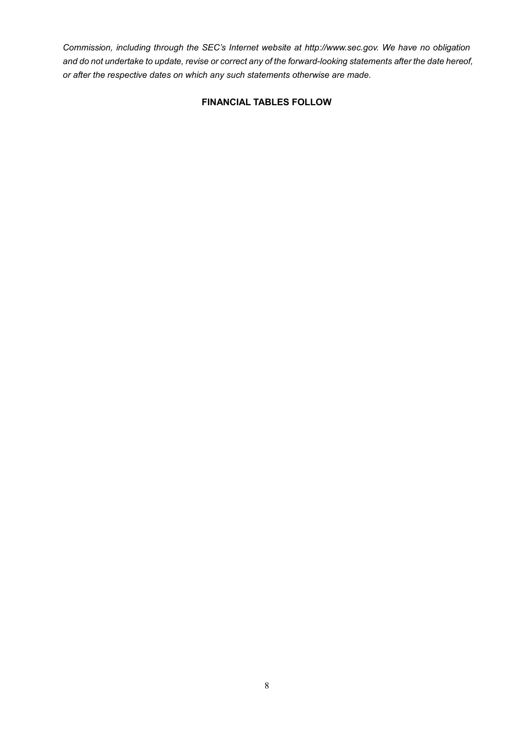*Commission, including through the SEC's Internet website at http://www.sec.gov. We have no obligation and do not undertake to update, revise or correct any of the forward-looking statements after the date hereof, or after the respective dates on which any such statements otherwise are made.*

**FINANCIAL TABLES FOLLOW**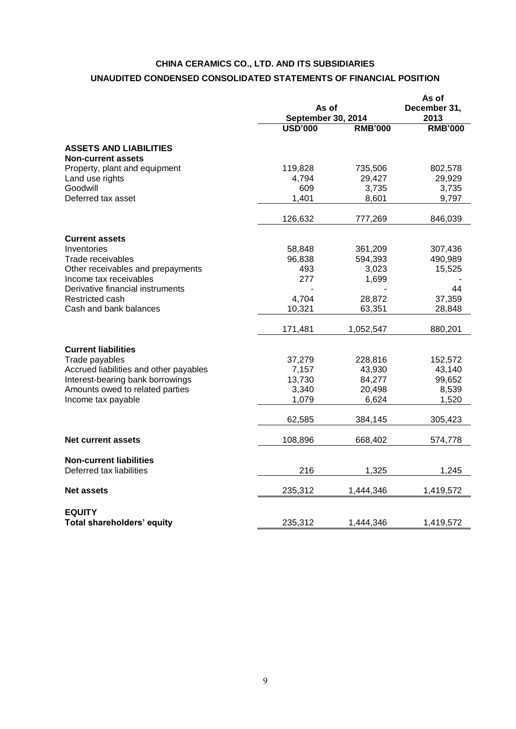**CHINA CERAMICS CO., LTD. AND ITS SUBSIDIARIES**

**UNAUDITED CONDENSED CONSOLIDATED STATEMENTS OF FINANCIAL POSITION**

| | As of September 30, 2014 | | As of December 31, 2013 |
|---|---|---|---|
| | USD'000 | RMB'000 | RMB'000 |
| **ASSETS AND LIABILITIES** | | | |
| **Non-current assets** | | | |
| Property, plant and equipment | 119,828 | 735,506 | 802,578 |
| Land use rights | 4,794 | 29,427 | 29,929 |
| Goodwill | 609 | 3,735 | 3,735 |
| Deferred tax asset | 1,401 | 8,601 | 9,797 |
| | 126,632 | 777,269 | 846,039 |
| **Current assets** | | | |
| Inventories | 58,848 | 361,209 | 307,436 |
| Trade receivables | 96,838 | 594,393 | 490,989 |
| Other receivables and prepayments | 493 | 3,023 | 15,525 |
| Income tax receivables | 277 | 1,699 | - |
| Derivative financial instruments | - | - | 44 |
| Restricted cash | 4,704 | 28,872 | 37,359 |
| Cash and bank balances | 10,321 | 63,351 | 28,848 |
| | 171,481 | 1,052,547 | 880,201 |
| **Current liabilities** | | | |
| Trade payables | 37,279 | 228,816 | 152,572 |
| Accrued liabilities and other payables | 7,157 | 43,930 | 43,140 |
| Interest-bearing bank borrowings | 13,730 | 84,277 | 99,652 |
| Amounts owed to related parties | 3,340 | 20,498 | 8,539 |
| Income tax payable | 1,079 | 6,624 | 1,520 |
| | 62,585 | 384,145 | 305,423 |
| **Net current assets** | 108,896 | 668,402 | 574,778 |
| **Non-current liabilities** | | | |
| Deferred tax liabilities | 216 | 1,325 | 1,245 |
| **Net assets** | 235,312 | 1,444,346 | 1,419,572 |
| **EQUITY** | | | |
| **Total shareholders' equity** | 235,312 | 1,444,346 | 1,419,572 |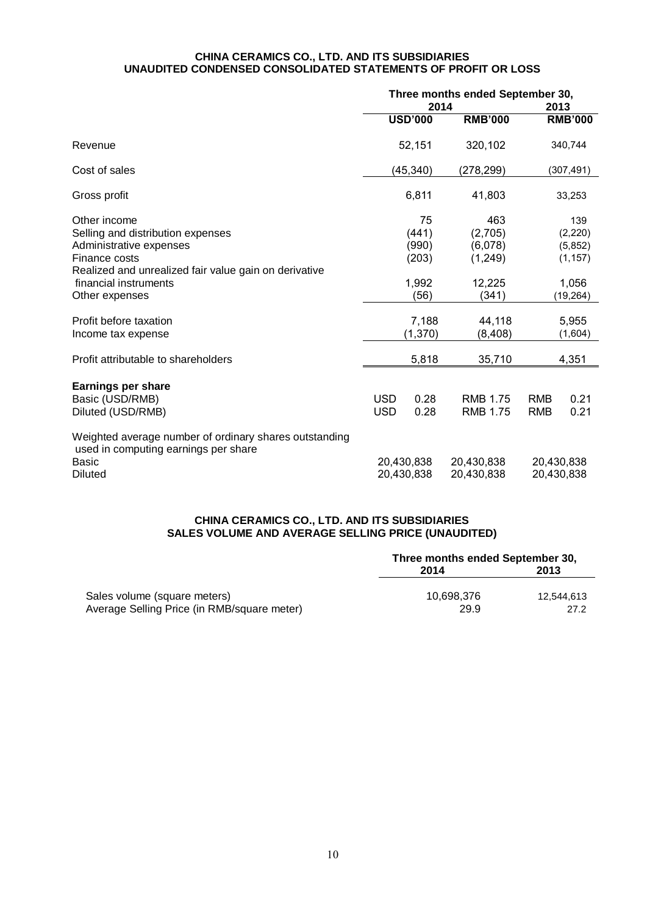**CHINA CERAMICS CO., LTD. AND ITS SUBSIDIARIES**
**UNAUDITED CONDENSED CONSOLIDATED STATEMENTS OF PROFIT OR LOSS**

| | Three months ended September 30, | | |
|---|---|---|---|
| | 2014 | | 2013 |
| | USD'000 | RMB'000 | RMB'000 |
| Revenue | 52,151 | 320,102 | 340,744 |
| Cost of sales | (45,340) | (278,299) | (307,491) |
| Gross profit | 6,811 | 41,803 | 33,253 |
| Other income | 75 | 463 | 139 |
| Selling and distribution expenses | (441) | (2,705) | (2,220) |
| Administrative expenses | (990) | (6,078) | (5,852) |
| Finance costs | (203) | (1,249) | (1,157) |
| Realized and unrealized fair value gain on derivative financial instruments | 1,992 | 12,225 | 1,056 |
| Other expenses | (56) | (341) | (19,264) |
| Profit before taxation | 7,188 | 44,118 | 5,955 |
| Income tax expense | (1,370) | (8,408) | (1,604) |
| Profit attributable to shareholders | 5,818 | 35,710 | 4,351 |
| **Earnings per share** | | | |
| Basic (USD/RMB) | USD 0.28 | RMB 1.75 | RMB 0.21 |
| Diluted (USD/RMB) | USD 0.28 | RMB 1.75 | RMB 0.21 |
| Weighted average number of ordinary shares outstanding used in computing earnings per share | | | |
| Basic | 20,430,838 | 20,430,838 | 20,430,838 |
| Diluted | 20,430,838 | 20,430,838 | 20,430,838 |

**CHINA CERAMICS CO., LTD. AND ITS SUBSIDIARIES**
**SALES VOLUME AND AVERAGE SELLING PRICE (UNAUDITED)**

| | Three months ended September 30, | |
|---|---|---|
| | 2014 | 2013 |
| Sales volume (square meters) | 10,698,376 | 12,544,613 |
| Average Selling Price (in RMB/square meter) | 29.9 | 27.2 |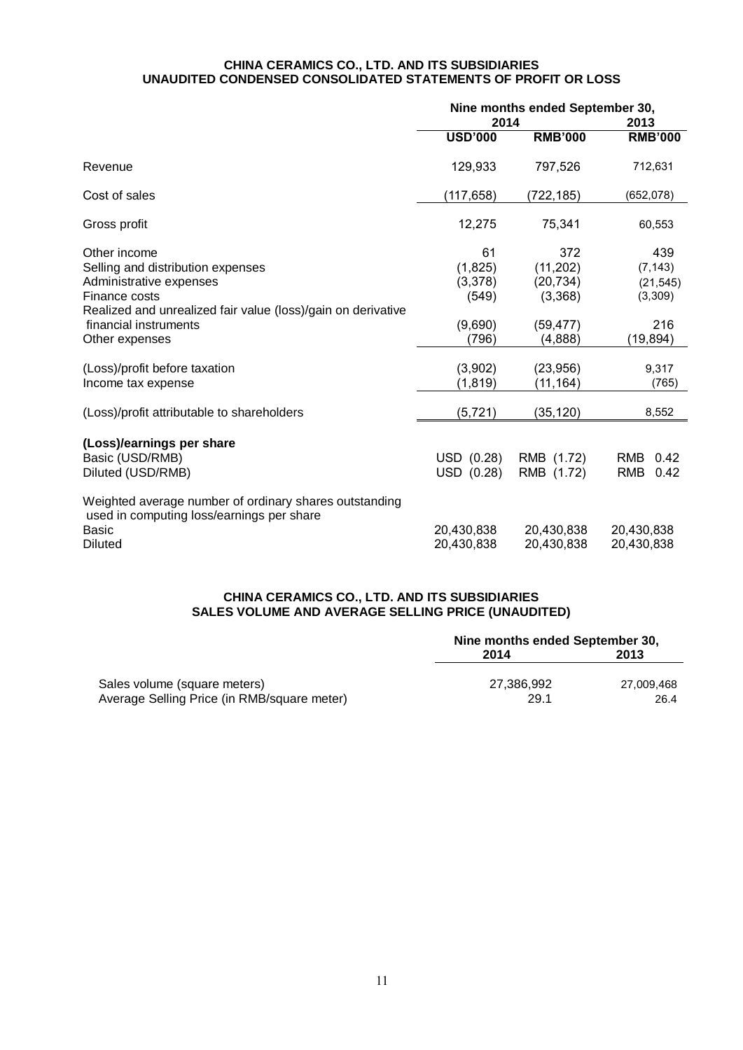**CHINA CERAMICS CO., LTD. AND ITS SUBSIDIARIES**
**UNAUDITED CONDENSED CONSOLIDATED STATEMENTS OF PROFIT OR LOSS**

| | Nine months ended September 30, | | |
|---|---|---|---|
| | 2014 | | 2013 |
| | **USD'000** | **RMB'000** | **RMB'000** |
| Revenue | 129,933 | 797,526 | 712,631 |
| Cost of sales | (117,658) | (722,185) | (652,078) |
| Gross profit | 12,275 | 75,341 | 60,553 |
| Other income | 61 | 372 | 439 |
| Selling and distribution expenses | (1,825) | (11,202) | (7,143) |
| Administrative expenses | (3,378) | (20,734) | (21,545) |
| Finance costs | (549) | (3,368) | (3,309) |
| Realized and unrealized fair value (loss)/gain on derivative financial instruments | (9,690) | (59,477) | 216 |
| Other expenses | (796) | (4,888) | (19,894) |
| (Loss)/profit before taxation | (3,902) | (23,956) | 9,317 |
| Income tax expense | (1,819) | (11,164) | (765) |
| (Loss)/profit attributable to shareholders | (5,721) | (35,120) | 8,552 |
| **(Loss)/earnings per share** | | | |
| Basic (USD/RMB) | USD (0.28) | RMB (1.72) | RMB 0.42 |
| Diluted (USD/RMB) | USD (0.28) | RMB (1.72) | RMB 0.42 |
| Weighted average number of ordinary shares outstanding used in computing loss/earnings per share | | | |
| Basic | 20,430,838 | 20,430,838 | 20,430,838 |
| Diluted | 20,430,838 | 20,430,838 | 20,430,838 |

**CHINA CERAMICS CO., LTD. AND ITS SUBSIDIARIES**
**SALES VOLUME AND AVERAGE SELLING PRICE (UNAUDITED)**

| | Nine months ended September 30, | |
|---|---|---|
| | 2014 | 2013 |
| Sales volume (square meters) | 27,386,992 | 27,009,468 |
| Average Selling Price (in RMB/square meter) | 29.1 | 26.4 |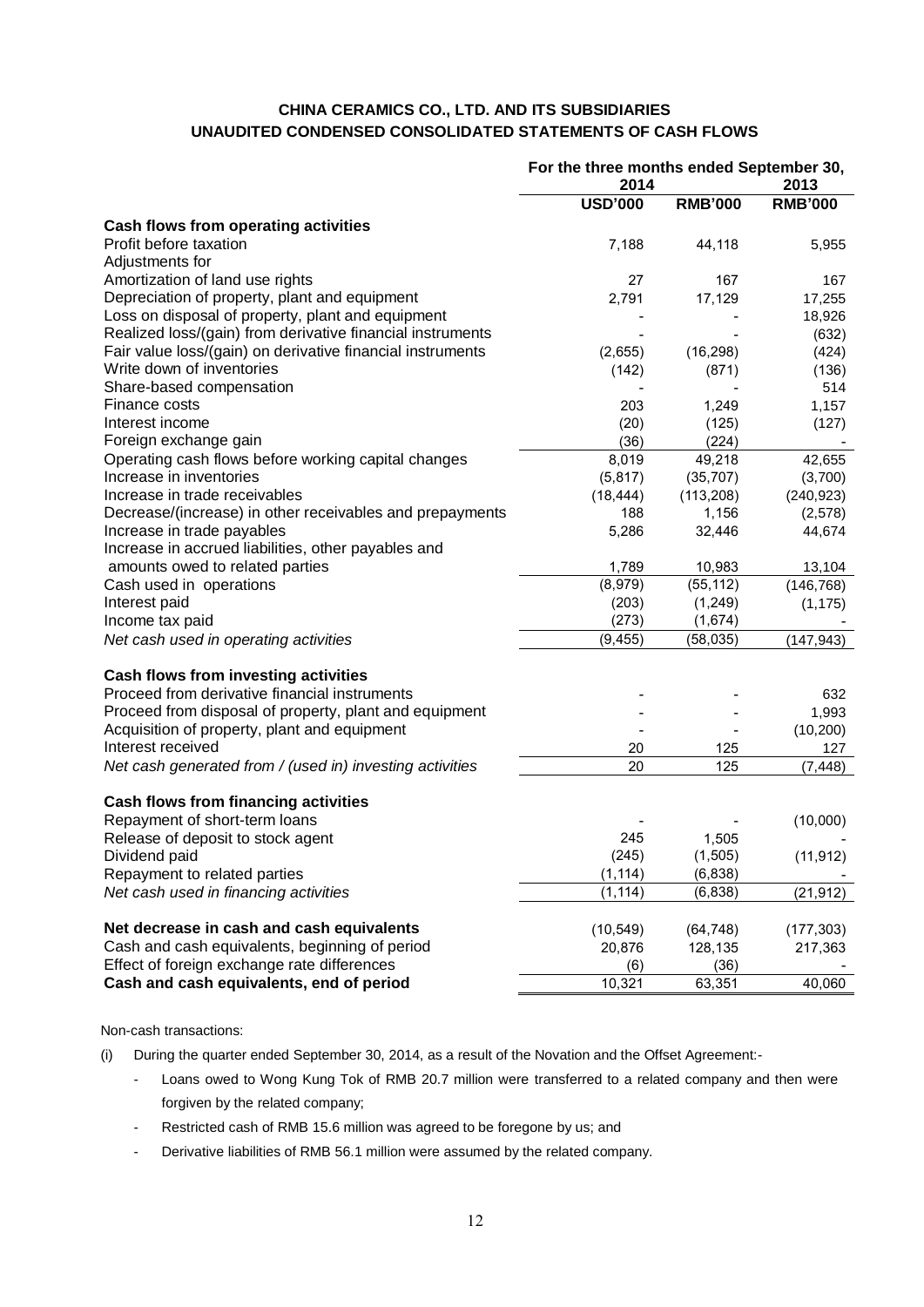# CHINA CERAMICS CO., LTD. AND ITS SUBSIDIARIES
## UNAUDITED CONDENSED CONSOLIDATED STATEMENTS OF CASH FLOWS

| | For the three months ended September 30, | | |
|---|---|---|---|
| | 2014 | | 2013 |
| | USD'000 | RMB'000 | RMB'000 |
| **Cash flows from operating activities** | | | |
| Profit before taxation | 7,188 | 44,118 | 5,955 |
| Adjustments for | | | |
| Amortization of land use rights | 27 | 167 | 167 |
| Depreciation of property, plant and equipment | 2,791 | 17,129 | 17,255 |
| Loss on disposal of property, plant and equipment | - | - | 18,926 |
| Realized loss/(gain) from derivative financial instruments | - | - | (632) |
| Fair value loss/(gain) on derivative financial instruments | (2,655) | (16,298) | (424) |
| Write down of inventories | (142) | (871) | (136) |
| Share-based compensation | - | - | 514 |
| Finance costs | 203 | 1,249 | 1,157 |
| Interest income | (20) | (125) | (127) |
| Foreign exchange gain | (36) | (224) | - |
| Operating cash flows before working capital changes | 8,019 | 49,218 | 42,655 |
| Increase in inventories | (5,817) | (35,707) | (3,700) |
| Increase in trade receivables | (18,444) | (113,208) | (240,923) |
| Decrease/(increase) in other receivables and prepayments | 188 | 1,156 | (2,578) |
| Increase in trade payables | 5,286 | 32,446 | 44,674 |
| Increase in accrued liabilities, other payables and amounts owed to related parties | 1,789 | 10,983 | 13,104 |
| Cash used in operations | (8,979) | (55,112) | (146,768) |
| Interest paid | (203) | (1,249) | (1,175) |
| Income tax paid | (273) | (1,674) | - |
| *Net cash used in operating activities* | (9,455) | (58,035) | (147,943) |
| | | | |
| **Cash flows from investing activities** | | | |
| Proceed from derivative financial instruments | - | - | 632 |
| Proceed from disposal of property, plant and equipment | - | - | 1,993 |
| Acquisition of property, plant and equipment | - | - | (10,200) |
| Interest received | 20 | 125 | 127 |
| *Net cash generated from / (used in) investing activities* | 20 | 125 | (7,448) |
| | | | |
| **Cash flows from financing activities** | | | |
| Repayment of short-term loans | - | - | (10,000) |
| Release of deposit to stock agent | 245 | 1,505 | - |
| Dividend paid | (245) | (1,505) | (11,912) |
| Repayment to related parties | (1,114) | (6,838) | - |
| *Net cash used in financing activities* | (1,114) | (6,838) | (21,912) |
| | | | |
| **Net decrease in cash and cash equivalents** | (10,549) | (64,748) | (177,303) |
| Cash and cash equivalents, beginning of period | 20,876 | 128,135 | 217,363 |
| Effect of foreign exchange rate differences | (6) | (36) | - |
| **Cash and cash equivalents, end of period** | 10,321 | 63,351 | 40,060 |

Non-cash transactions:

(i) During the quarter ended September 30, 2014, as a result of the Novation and the Offset Agreement:-

- Loans owed to Wong Kung Tok of RMB 20.7 million were transferred to a related company and then were forgiven by the related company;
- Restricted cash of RMB 15.6 million was agreed to be foregone by us; and
- Derivative liabilities of RMB 56.1 million were assumed by the related company.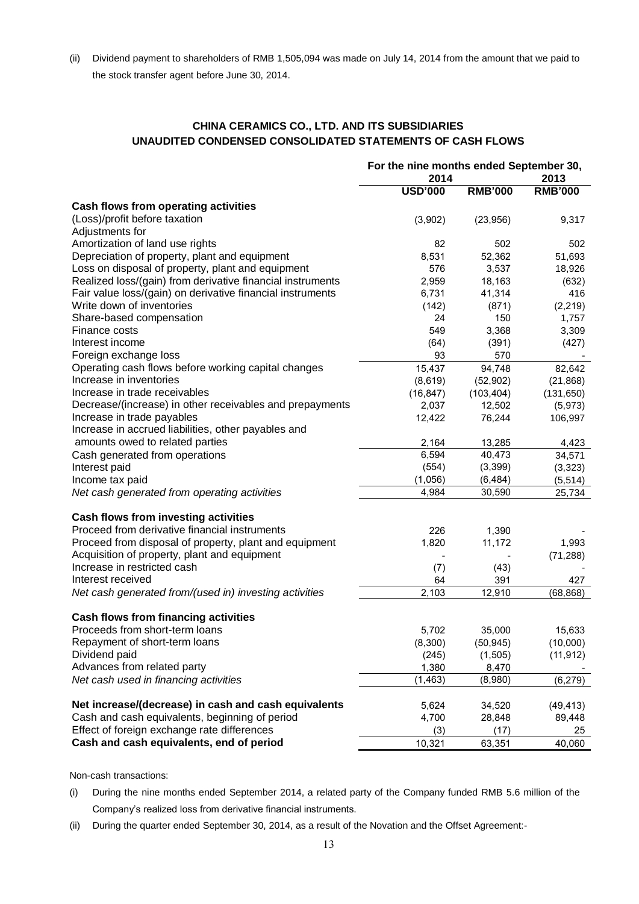(ii) Dividend payment to shareholders of RMB 1,505,094 was made on July 14, 2014 from the amount that we paid to the stock transfer agent before June 30, 2014.

## CHINA CERAMICS CO., LTD. AND ITS SUBSIDIARIES
## UNAUDITED CONDENSED CONSOLIDATED STATEMENTS OF CASH FLOWS

| | For the nine months ended September 30, | | |
|---|---|---|---|
| | 2014 | | 2013 |
| | USD'000 | RMB'000 | RMB'000 |
| **Cash flows from operating activities** | | | |
| (Loss)/profit before taxation | (3,902) | (23,956) | 9,317 |
| Adjustments for | | | |
| Amortization of land use rights | 82 | 502 | 502 |
| Depreciation of property, plant and equipment | 8,531 | 52,362 | 51,693 |
| Loss on disposal of property, plant and equipment | 576 | 3,537 | 18,926 |
| Realized loss/(gain) from derivative financial instruments | 2,959 | 18,163 | (632) |
| Fair value loss/(gain) on derivative financial instruments | 6,731 | 41,314 | 416 |
| Write down of inventories | (142) | (871) | (2,219) |
| Share-based compensation | 24 | 150 | 1,757 |
| Finance costs | 549 | 3,368 | 3,309 |
| Interest income | (64) | (391) | (427) |
| Foreign exchange loss | 93 | 570 | - |
| Operating cash flows before working capital changes | 15,437 | 94,748 | 82,642 |
| Increase in inventories | (8,619) | (52,902) | (21,868) |
| Increase in trade receivables | (16,847) | (103,404) | (131,650) |
| Decrease/(increase) in other receivables and prepayments | 2,037 | 12,502 | (5,973) |
| Increase in trade payables | 12,422 | 76,244 | 106,997 |
| Increase in accrued liabilities, other payables and amounts owed to related parties | 2,164 | 13,285 | 4,423 |
| Cash generated from operations | 6,594 | 40,473 | 34,571 |
| Interest paid | (554) | (3,399) | (3,323) |
| Income tax paid | (1,056) | (6,484) | (5,514) |
| *Net cash generated from operating activities* | 4,984 | 30,590 | 25,734 |
| **Cash flows from investing activities** | | | |
| Proceed from derivative financial instruments | 226 | 1,390 | - |
| Proceed from disposal of property, plant and equipment | 1,820 | 11,172 | 1,993 |
| Acquisition of property, plant and equipment | - | - | (71,288) |
| Increase in restricted cash | (7) | (43) | - |
| Interest received | 64 | 391 | 427 |
| *Net cash generated from/(used in) investing activities* | 2,103 | 12,910 | (68,868) |
| **Cash flows from financing activities** | | | |
| Proceeds from short-term loans | 5,702 | 35,000 | 15,633 |
| Repayment of short-term loans | (8,300) | (50,945) | (10,000) |
| Dividend paid | (245) | (1,505) | (11,912) |
| Advances from related party | 1,380 | 8,470 | - |
| *Net cash used in financing activities* | (1,463) | (8,980) | (6,279) |
| **Net increase/(decrease) in cash and cash equivalents** | 5,624 | 34,520 | (49,413) |
| Cash and cash equivalents, beginning of period | 4,700 | 28,848 | 89,448 |
| Effect of foreign exchange rate differences | (3) | (17) | 25 |
| **Cash and cash equivalents, end of period** | 10,321 | 63,351 | 40,060 |

Non-cash transactions:

(i) During the nine months ended September 2014, a related party of the Company funded RMB 5.6 million of the Company's realized loss from derivative financial instruments.

(ii) During the quarter ended September 30, 2014, as a result of the Novation and the Offset Agreement:-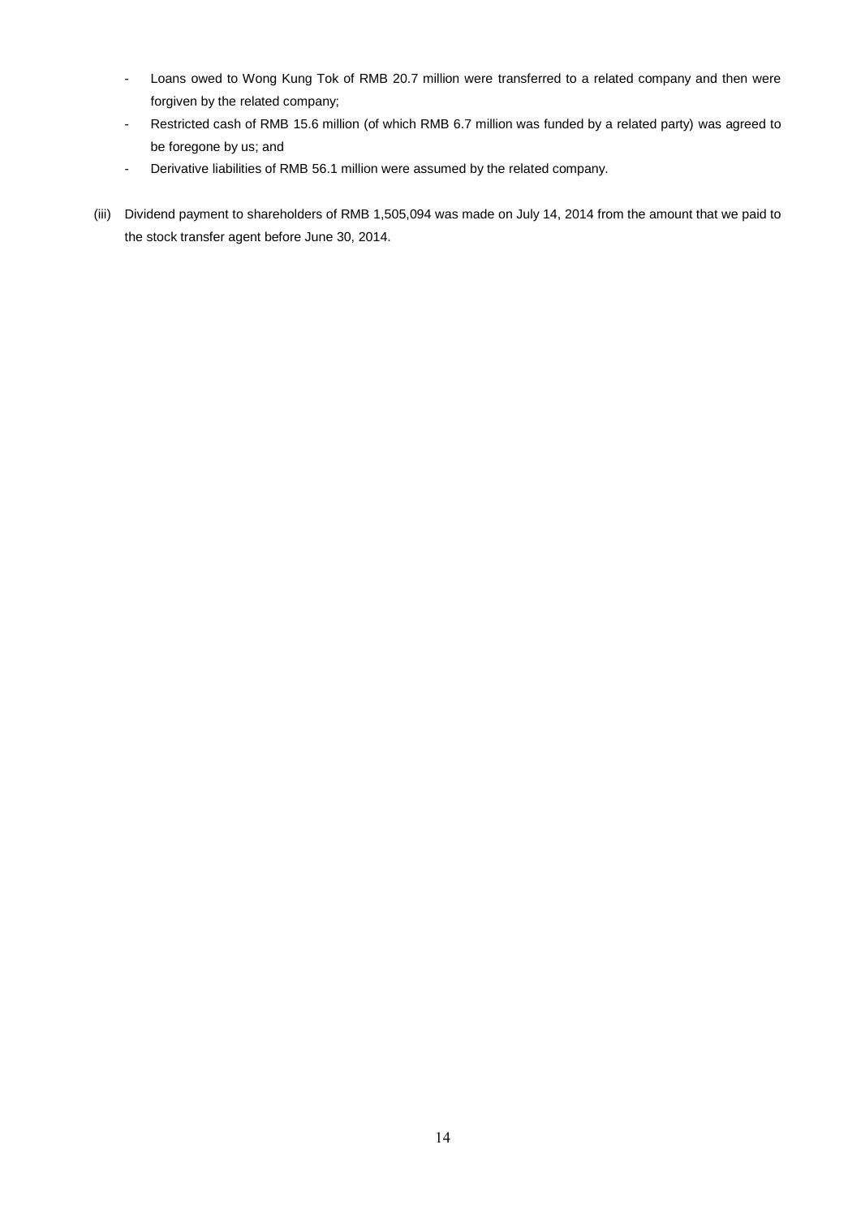- Loans owed to Wong Kung Tok of RMB 20.7 million were transferred to a related company and then were forgiven by the related company;
- Restricted cash of RMB 15.6 million (of which RMB 6.7 million was funded by a related party) was agreed to be foregone by us; and
- Derivative liabilities of RMB 56.1 million were assumed by the related company.

(iii) Dividend payment to shareholders of RMB 1,505,094 was made on July 14, 2014 from the amount that we paid to the stock transfer agent before June 30, 2014.